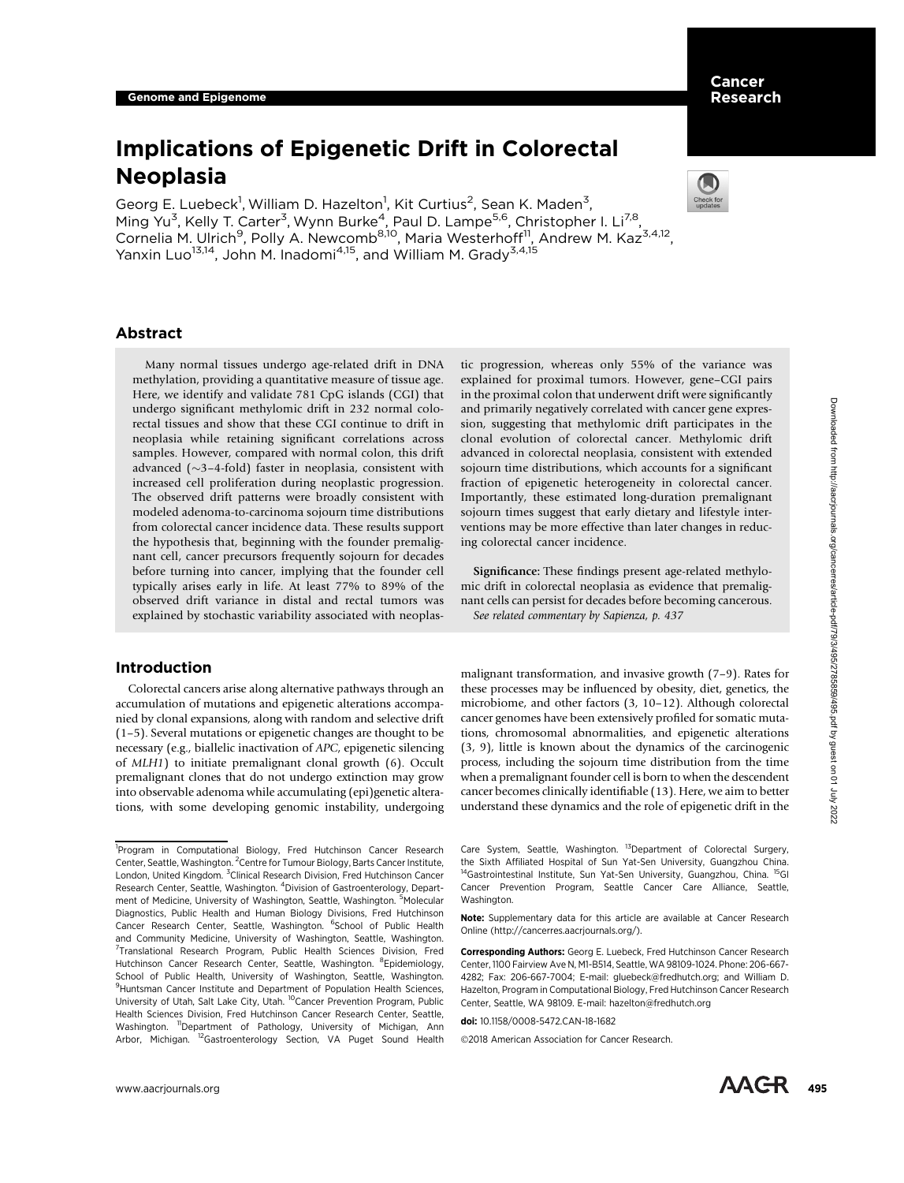Genome and Epigenome

# Implications of Epigenetic Drift in Colorectal Neoplasia

Georg E. Luebeck[1], William D. Hazelton[1], Kit Curtius[2], Sean K. Maden[3], Ming Yu[3], Kelly T. Carter[3], Wynn Burke[4], Paul D. Lampe[5,6], Christopher I. Li[7,8], Cornelia M. Ulrich[9], Polly A. Newcomb[8,10], Maria Westerhoff[11], Andrew M. Kaz[3,4,12], Yanxin Luo[13,14], John M. Inadomi[4,15], and William M. Grady[3,4,15]

## Abstract

Many normal tissues undergo age-related drift in DNA methylation, providing a quantitative measure of tissue age. Here, we identify and validate 781 CpG islands (CGI) that undergo significant methylomic drift in 232 normal colorectal tissues and show that these CGI continue to drift in neoplasia while retaining significant correlations across samples. However, compared with normal colon, this drift advanced (~3–4-fold) faster in neoplasia, consistent with increased cell proliferation during neoplastic progression. The observed drift patterns were broadly consistent with modeled adenoma-to-carcinoma sojourn time distributions from colorectal cancer incidence data. These results support the hypothesis that, beginning with the founder premalignant cell, cancer precursors frequently sojourn for decades before turning into cancer, implying that the founder cell typically arises early in life. At least 77% to 89% of the observed drift variance in distal and rectal tumors was explained by stochastic variability associated with neoplastic progression, whereas only 55% of the variance was explained for proximal tumors. However, gene–CGI pairs in the proximal colon that underwent drift were significantly and primarily negatively correlated with cancer gene expression, suggesting that methylomic drift participates in the clonal evolution of colorectal cancer. Methylomic drift advanced in colorectal neoplasia, consistent with extended sojourn time distributions, which accounts for a significant fraction of epigenetic heterogeneity in colorectal cancer. Importantly, these estimated long-duration premalignant sojourn times suggest that early dietary and lifestyle interventions may be more effective than later changes in reducing colorectal cancer incidence.

**Significance:** These findings present age-related methylomic drift in colorectal neoplasia as evidence that premalignant cells can persist for decades before becoming cancerous.

*See related commentary by Sapienza, p. 437*

## Introduction

Colorectal cancers arise along alternative pathways through an accumulation of mutations and epigenetic alterations accompanied by clonal expansions, along with random and selective drift (1–5). Several mutations or epigenetic changes are thought to be necessary (e.g., biallelic inactivation of *APC*, epigenetic silencing of *MLH1*) to initiate premalignant clonal growth (6). Occult premalignant clones that do not undergo extinction may grow into observable adenoma while accumulating (epi)genetic alterations, with some developing genomic instability, undergoing malignant transformation, and invasive growth (7–9). Rates for these processes may be influenced by obesity, diet, genetics, the microbiome, and other factors (3, 10–12). Although colorectal cancer genomes have been extensively profiled for somatic mutations, chromosomal abnormalities, and epigenetic alterations (3, 9), little is known about the dynamics of the carcinogenic process, including the sojourn time distribution from the time when a premalignant founder cell is born to when the descendent cancer becomes clinically identifiable (13). Here, we aim to better understand these dynamics and the role of epigenetic drift in the

---

[1]Program in Computational Biology, Fred Hutchinson Cancer Research Center, Seattle, Washington. [2]Centre for Tumour Biology, Barts Cancer Institute, London, United Kingdom. [3]Clinical Research Division, Fred Hutchinson Cancer Research Center, Seattle, Washington. [4]Division of Gastroenterology, Department of Medicine, University of Washington, Seattle, Washington. [5]Molecular Diagnostics, Public Health and Human Biology Divisions, Fred Hutchinson Cancer Research Center, Seattle, Washington. [6]School of Public Health and Community Medicine, University of Washington, Seattle, Washington. [7]Translational Research Program, Public Health Sciences Division, Fred Hutchinson Cancer Research Center, Seattle, Washington. [8]Epidemiology, School of Public Health, University of Washington, Seattle, Washington. [9]Huntsman Cancer Institute and Department of Population Health Sciences, University of Utah, Salt Lake City, Utah. [10]Cancer Prevention Program, Public Health Sciences Division, Fred Hutchinson Cancer Research Center, Seattle, Washington. [11]Department of Pathology, University of Michigan, Ann Arbor, Michigan. [12]Gastroenterology Section, VA Puget Sound Health Care System, Seattle, Washington. [13]Department of Colorectal Surgery, the Sixth Affiliated Hospital of Sun Yat-Sen University, Guangzhou China. [14]Gastrointestinal Institute, Sun Yat-Sen University, Guangzhou, China. [15]GI Cancer Prevention Program, Seattle Cancer Care Alliance, Seattle, Washington.

**Note:** Supplementary data for this article are available at Cancer Research Online (http://cancerres.aacrjournals.org/).

**Corresponding Authors:** Georg E. Luebeck, Fred Hutchinson Cancer Research Center, 1100 Fairview Ave N, M1-B514, Seattle, WA 98109-1024. Phone: 206-667-4282; Fax: 206-667-7004; E-mail: gluebeck@fredhutch.org; and William D. Hazelton, Program in Computational Biology, Fred Hutchinson Cancer Research Center, Seattle, WA 98109. E-mail: hazelton@fredhutch.org

doi: 10.1158/0008-5472.CAN-18-1682

©2018 American Association for Cancer Research.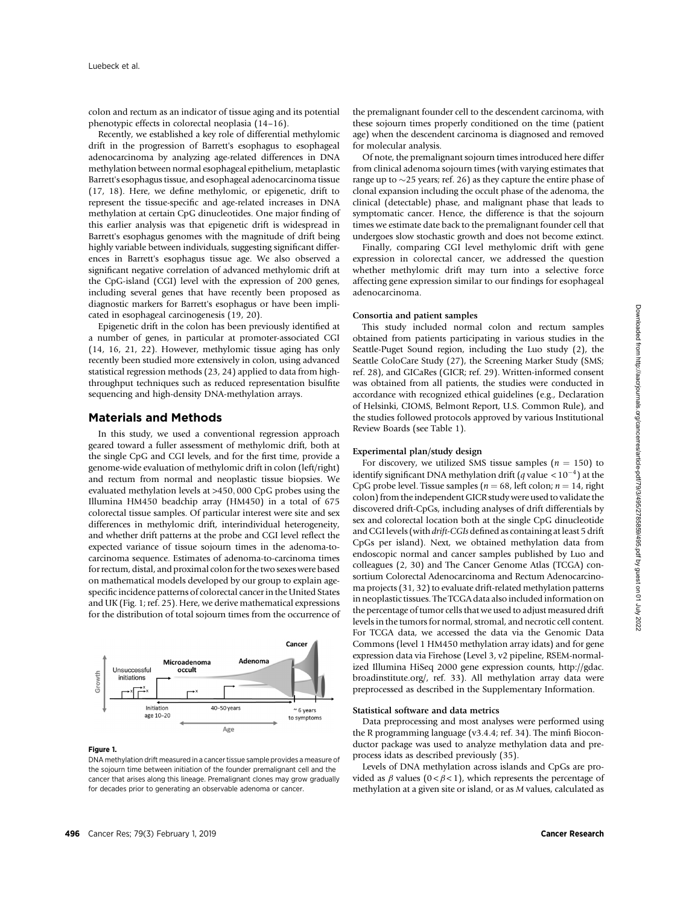colon and rectum as an indicator of tissue aging and its potential phenotypic effects in colorectal neoplasia (14–16).

Recently, we established a key role of differential methylomic drift in the progression of Barrett's esophagus to esophageal adenocarcinoma by analyzing age-related differences in DNA methylation between normal esophageal epithelium, metaplastic Barrett's esophagus tissue, and esophageal adenocarcinoma tissue (17, 18). Here, we define methylomic, or epigenetic, drift to represent the tissue-specific and age-related increases in DNA methylation at certain CpG dinucleotides. One major finding of this earlier analysis was that epigenetic drift is widespread in Barrett's esophagus genomes with the magnitude of drift being highly variable between individuals, suggesting significant differences in Barrett's esophagus tissue age. We also observed a significant negative correlation of advanced methylomic drift at the CpG-island (CGI) level with the expression of 200 genes, including several genes that have recently been proposed as diagnostic markers for Barrett's esophagus or have been implicated in esophageal carcinogenesis (19, 20).

Epigenetic drift in the colon has been previously identified at a number of genes, in particular at promoter-associated CGI (14, 16, 21, 22). However, methylomic tissue aging has only recently been studied more extensively in colon, using advanced statistical regression methods (23, 24) applied to data from high-throughput techniques such as reduced representation bisulfite sequencing and high-density DNA-methylation arrays.

## Materials and Methods

In this study, we used a conventional regression approach geared toward a fuller assessment of methylomic drift, both at the single CpG and CGI levels, and for the first time, provide a genome-wide evaluation of methylomic drift in colon (left/right) and rectum from normal and neoplastic tissue biopsies. We evaluated methylation levels at >450,000 CpG probes using the Illumina HM450 beadchip array (HM450) in a total of 675 colorectal tissue samples. Of particular interest were site and sex differences in methylomic drift, interindividual heterogeneity, and whether drift patterns at the probe and CGI level reflect the expected variance of tissue sojourn times in the adenoma-to-carcinoma sequence. Estimates of adenoma-to-carcinoma times for rectum, distal, and proximal colon for the two sexes were based on mathematical models developed by our group to explain age-specific incidence patterns of colorectal cancer in the United States and UK (Fig. 1; ref. 25). Here, we derive mathematical expressions for the distribution of total sojourn times from the occurrence of the premalignant founder cell to the descendent carcinoma, with these sojourn times properly conditioned on the time (patient age) when the descendent carcinoma is diagnosed and removed for molecular analysis.

**Figure 1.**

DNA methylation drift measured in a cancer tissue sample provides a measure of the sojourn time between initiation of the founder premalignant cell and the cancer that arises along this lineage. Premalignant clones may grow gradually for decades prior to generating an observable adenoma or cancer.

Of note, the premalignant sojourn times introduced here differ from clinical adenoma sojourn times (with varying estimates that range up to ~25 years; ref. 26) as they capture the entire phase of clonal expansion including the occult phase of the adenoma, the clinical (detectable) phase, and malignant phase that leads to symptomatic cancer. Hence, the difference is that the sojourn times we estimate date back to the premalignant founder cell that undergoes slow stochastic growth and does not become extinct.

Finally, comparing CGI level methylomic drift with gene expression in colorectal cancer, we addressed the question whether methylomic drift may turn into a selective force affecting gene expression similar to our findings for esophageal adenocarcinoma.

### Consortia and patient samples

This study included normal colon and rectum samples obtained from patients participating in various studies in the Seattle-Puget Sound region, including the Luo study (2), the Seattle ColoCare Study (27), the Screening Marker Study (SMS; ref. 28), and GICaRes (GICR; ref. 29). Written-informed consent was obtained from all patients, the studies were conducted in accordance with recognized ethical guidelines (e.g., Declaration of Helsinki, CIOMS, Belmont Report, U.S. Common Rule), and the studies followed protocols approved by various Institutional Review Boards (see Table 1).

### Experimental plan/study design

For discovery, we utilized SMS tissue samples ($n = 150$) to identify significant DNA methylation drift ($q$ value $< 10^{-4}$) at the CpG probe level. Tissue samples ($n = 68$, left colon; $n = 14$, right colon) from the independent GICR study were used to validate the discovered drift-CpGs, including analyses of drift differentials by sex and colorectal location both at the single CpG dinucleotide and CGI levels (with *drift-CGIs* defined as containing at least 5 drift CpGs per island). Next, we obtained methylation data from endoscopic normal and cancer samples published by Luo and colleagues (2, 30) and The Cancer Genome Atlas (TCGA) consortium Colorectal Adenocarcinoma and Rectum Adenocarcinoma projects (31, 32) to evaluate drift-related methylation patterns in neoplastic tissues. The TCGA data also included information on the percentage of tumor cells that we used to adjust measured drift levels in the tumors for normal, stromal, and necrotic cell content. For TCGA data, we accessed the data via the Genomic Data Commons (level 1 HM450 methylation array idats) and for gene expression data via Firehose (Level 3, v2 pipeline, RSEM-normalized Illumina HiSeq 2000 gene expression counts, http://gdac.broadinstitute.org/, ref. 33). All methylation array data were preprocessed as described in the Supplementary Information.

### Statistical software and data metrics

Data preprocessing and most analyses were performed using the R programming language (v3.4.4; ref. 34). The minfi Bioconductor package was used to analyze methylation data and preprocess idats as described previously (35).

Levels of DNA methylation across islands and CpGs are provided as $\beta$ values ($0 < \beta < 1$), which represents the percentage of methylation at a given site or island, or as $M$ values, calculated as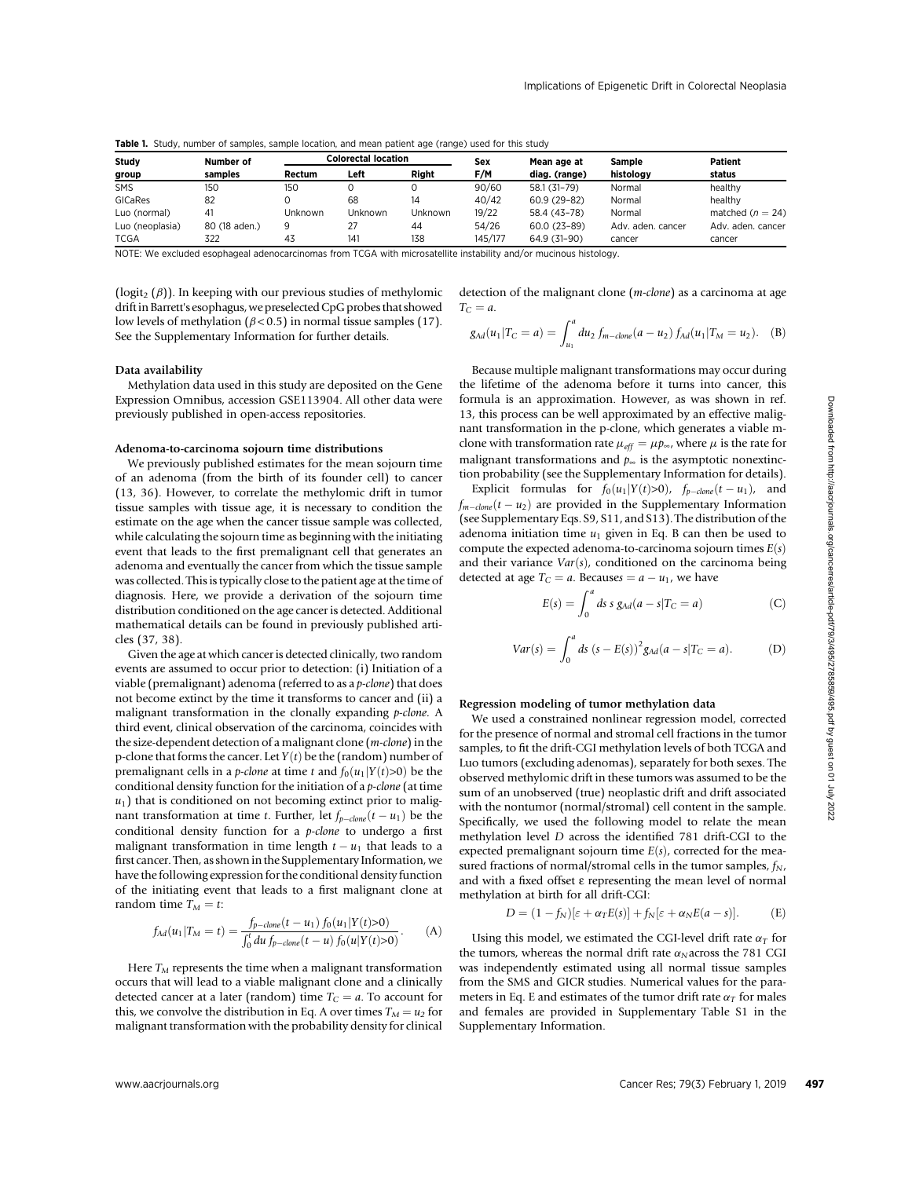**Table 1.** Study, number of samples, sample location, and mean patient age (range) used for this study

| Study group | Number of samples | Colorectal location | | | Sex F/M | Mean age at diag. (range) | Sample histology | Patient status |
|---|---|---|---|---|---|---|---|---|
| | | Rectum | Left | Right | | | | |
| SMS | 150 | 150 | 0 | 0 | 90/60 | 58.1 (31–79) | Normal | healthy |
| GICaRes | 82 | 0 | 68 | 14 | 40/42 | 60.9 (29–82) | Normal | healthy |
| Luo (normal) | 41 | Unknown | Unknown | Unknown | 19/22 | 58.4 (43–78) | Normal | matched ($n = 24$) |
| Luo (neoplasia) | 80 (18 aden.) | 9 | 27 | 44 | 54/26 | 60.0 (23–89) | Adv. aden. cancer | Adv. aden. cancer |
| TCGA | 322 | 43 | 141 | 138 | 145/177 | 64.9 (31–90) | cancer | cancer |

NOTE: We excluded esophageal adenocarcinomas from TCGA with microsatellite instability and/or mucinous histology.

($\text{logit}_2(\beta)$). In keeping with our previous studies of methylomic drift in Barrett's esophagus, we preselected CpG probes that showed low levels of methylation ($\beta < 0.5$) in normal tissue samples (17). See the Supplementary Information for further details.

### Data availability

Methylation data used in this study are deposited on the Gene Expression Omnibus, accession GSE113904. All other data were previously published in open-access repositories.

### Adenoma-to-carcinoma sojourn time distributions

We previously published estimates for the mean sojourn time of an adenoma (from the birth of its founder cell) to cancer (13, 36). However, to correlate the methylomic drift in tumor tissue samples with tissue age, it is necessary to condition the estimate on the age when the cancer tissue sample was collected, while calculating the sojourn time as beginning with the initiating event that leads to the first premalignant cell that generates an adenoma and eventually the cancer from which the tissue sample was collected. This is typically close to the patient age at the time of diagnosis. Here, we provide a derivation of the sojourn time distribution conditioned on the age cancer is detected. Additional mathematical details can be found in previously published articles (37, 38).

Given the age at which cancer is detected clinically, two random events are assumed to occur prior to detection: (i) Initiation of a viable (premalignant) adenoma (referred to as a *p-clone*) that does not become extinct by the time it transforms to cancer and (ii) a malignant transformation in the clonally expanding *p-clone*. A third event, clinical observation of the carcinoma, coincides with the size-dependent detection of a malignant clone (*m-clone*) in the p-clone that forms the cancer. Let $Y(t)$ be the (random) number of premalignant cells in a *p-clone* at time $t$ and $f_0(u_1|Y(t)>0)$ be the conditional density function for the initiation of a *p-clone* (at time $u_1$) that is conditioned on not becoming extinct prior to malignant transformation at time $t$. Further, let $f_{p-clone}(t-u_1)$ be the conditional density function for a *p-clone* to undergo a first malignant transformation in time length $t-u_1$ that leads to a first cancer. Then, as shown in the Supplementary Information, we have the following expression for the conditional density function of the initiating event that leads to a first malignant clone at random time $T_M = t$:

$$f_{Ad}(u_1|T_M = t) = \frac{f_{p-clone}(t-u_1)\, f_0(u_1|Y(t)>0)}{\int_0^t du\, f_{p-clone}(t-u)\, f_0(u|Y(t)>0)}. \quad \text{(A)}$$

Here $T_M$ represents the time when a malignant transformation occurs that will lead to a viable malignant clone and a clinically detected cancer at a later (random) time $T_C = a$. To account for this, we convolve the distribution in Eq. A over times $T_M = u_2$ for malignant transformation with the probability density for clinical detection of the malignant clone (*m-clone*) as a carcinoma at age $T_C = a$.

$$g_{Ad}(u_1|T_C = a) = \int_{u_1}^{a} du_2\, f_{m-clone}(a-u_2)\, f_{Ad}(u_1|T_M = u_2). \quad \text{(B)}$$

Because multiple malignant transformations may occur during the lifetime of the adenoma before it turns into cancer, this formula is an approximation. However, as was shown in ref. 13, this process can be well approximated by an effective malignant transformation in the p-clone, which generates a viable m-clone with transformation rate $\mu_{eff} = \mu p_\infty$, where $\mu$ is the rate for malignant transformations and $p_\infty$ is the asymptotic nonextinction probability (see the Supplementary Information for details).

Explicit formulas for $f_0(u_1|Y(t)>0)$, $f_{p-clone}(t-u_1)$, and $f_{m-clone}(t-u_2)$ are provided in the Supplementary Information (see Supplementary Eqs. S9, S11, and S13). The distribution of the adenoma initiation time $u_1$ given in Eq. B can then be used to compute the expected adenoma-to-carcinoma sojourn times $E(s)$ and their variance $Var(s)$, conditioned on the carcinoma being detected at age $T_C = a$. Because $s = a - u_1$, we have

$$E(s) = \int_0^a ds\, s\, g_{Ad}(a-s|T_C = a) \quad \text{(C)}$$

$$Var(s) = \int_0^a ds\, (s - E(s))^2 g_{Ad}(a-s|T_C = a). \quad \text{(D)}$$

### Regression modeling of tumor methylation data

We used a constrained nonlinear regression model, corrected for the presence of normal and stromal cell fractions in the tumor samples, to fit the drift-CGI methylation levels of both TCGA and Luo tumors (excluding adenomas), separately for both sexes. The observed methylomic drift in these tumors was assumed to be the sum of an unobserved (true) neoplastic drift and drift associated with the nontumor (normal/stromal) cell content in the sample. Specifically, we used the following model to relate the mean methylation level $D$ across the identified 781 drift-CGI to the expected premalignant sojourn time $E(s)$, corrected for the measured fractions of normal/stromal cells in the tumor samples, $f_N$, and with a fixed offset ε representing the mean level of normal methylation at birth for all drift-CGI:

$$D = (1 - f_N)[\varepsilon + \alpha_T E(s)] + f_N[\varepsilon + \alpha_N E(a-s)]. \quad \text{(E)}$$

Using this model, we estimated the CGI-level drift rate $\alpha_T$ for the tumors, whereas the normal drift rate $\alpha_N$ across the 781 CGI was independently estimated using all normal tissue samples from the SMS and GICR studies. Numerical values for the parameters in Eq. E and estimates of the tumor drift rate $\alpha_T$ for males and females are provided in Supplementary Table S1 in the Supplementary Information.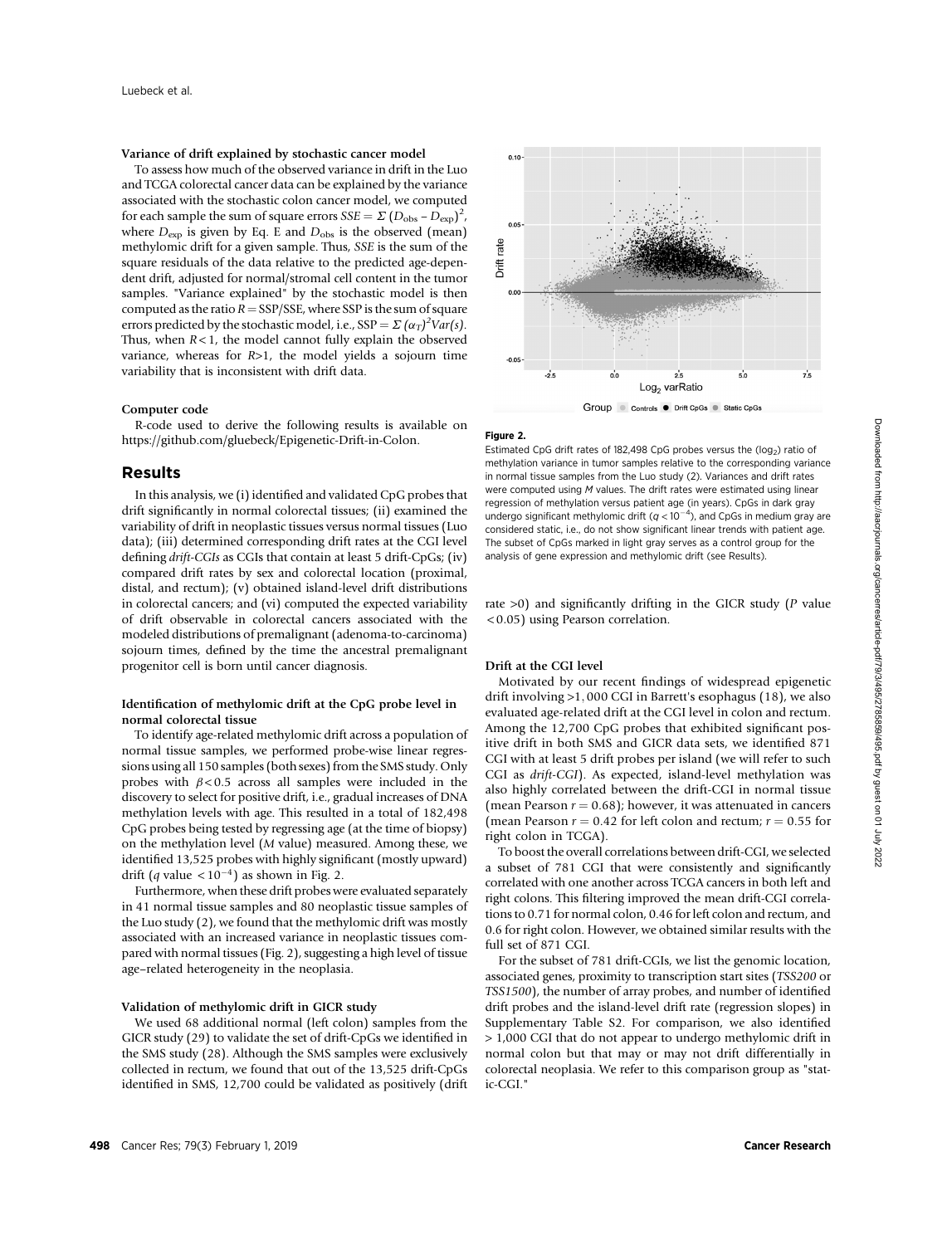### Variance of drift explained by stochastic cancer model

To assess how much of the observed variance in drift in the Luo and TCGA colorectal cancer data can be explained by the variance associated with the stochastic colon cancer model, we computed for each sample the sum of square errors $SSE = \Sigma\,(D_{\text{obs}} - D_{\text{exp}})^2$, where $D_{\text{exp}}$ is given by Eq. E and $D_{\text{obs}}$ is the observed (mean) methylomic drift for a given sample. Thus, *SSE* is the sum of the square residuals of the data relative to the predicted age-dependent drift, adjusted for normal/stromal cell content in the tumor samples. "Variance explained" by the stochastic model is then computed as the ratio $R = \text{SSP}/\text{SSE}$, where SSP is the sum of square errors predicted by the stochastic model, i.e., $\text{SSP} = \Sigma\,(\alpha_T)^2 Var(s)$. Thus, when $R < 1$, the model cannot fully explain the observed variance, whereas for $R > 1$, the model yields a sojourn time variability that is inconsistent with drift data.

### Computer code

R-code used to derive the following results is available on https://github.com/gluebeck/Epigenetic-Drift-in-Colon.

## Results

In this analysis, we (i) identified and validated CpG probes that drift significantly in normal colorectal tissues; (ii) examined the variability of drift in neoplastic tissues versus normal tissues (Luo data); (iii) determined corresponding drift rates at the CGI level defining *drift-CGIs* as CGIs that contain at least 5 drift-CpGs; (iv) compared drift rates by sex and colorectal location (proximal, distal, and rectum); (v) obtained island-level drift distributions in colorectal cancers; and (vi) computed the expected variability of drift observable in colorectal cancers associated with the modeled distributions of premalignant (adenoma-to-carcinoma) sojourn times, defined by the time the ancestral premalignant progenitor cell is born until cancer diagnosis.

### Identification of methylomic drift at the CpG probe level in normal colorectal tissue

To identify age-related methylomic drift across a population of normal tissue samples, we performed probe-wise linear regressions using all 150 samples (both sexes) from the SMS study. Only probes with $\beta < 0.5$ across all samples were included in the discovery to select for positive drift, i.e., gradual increases of DNA methylation levels with age. This resulted in a total of 182,498 CpG probes being tested by regressing age (at the time of biopsy) on the methylation level (*M* value) measured. Among these, we identified 13,525 probes with highly significant (mostly upward) drift ($q$ value $< 10^{-4}$) as shown in Fig. 2.

Furthermore, when these drift probes were evaluated separately in 41 normal tissue samples and 80 neoplastic tissue samples of the Luo study (2), we found that the methylomic drift was mostly associated with an increased variance in neoplastic tissues compared with normal tissues (Fig. 2), suggesting a high level of tissue age–related heterogeneity in the neoplasia.

### Validation of methylomic drift in GICR study

We used 68 additional normal (left colon) samples from the GICR study (29) to validate the set of drift-CpGs we identified in the SMS study (28). Although the SMS samples were exclusively collected in rectum, we found that out of the 13,525 drift-CpGs identified in SMS, 12,700 could be validated as positively (drift rate >0) and significantly drifting in the GICR study ($P$ value $< 0.05$) using Pearson correlation.

**Figure 2.**

Estimated CpG drift rates of 182,498 CpG probes versus the ($\log_2$) ratio of methylation variance in tumor samples relative to the corresponding variance in normal tissue samples from the Luo study (2). Variances and drift rates were computed using *M* values. The drift rates were estimated using linear regression of methylation versus patient age (in years). CpGs in dark gray undergo significant methylomic drift ($q < 10^{-4}$), and CpGs in medium gray are considered static, i.e., do not show significant linear trends with patient age. The subset of CpGs marked in light gray serves as a control group for the analysis of gene expression and methylomic drift (see Results).

### Drift at the CGI level

Motivated by our recent findings of widespread epigenetic drift involving >1,000 CGI in Barrett's esophagus (18), we also evaluated age-related drift at the CGI level in colon and rectum. Among the 12,700 CpG probes that exhibited significant positive drift in both SMS and GICR data sets, we identified 871 CGI with at least 5 drift probes per island (we will refer to such CGI as *drift-CGI*). As expected, island-level methylation was also highly correlated between the drift-CGI in normal tissue (mean Pearson $r = 0.68$); however, it was attenuated in cancers (mean Pearson $r = 0.42$ for left colon and rectum; $r = 0.55$ for right colon in TCGA).

To boost the overall correlations between drift-CGI, we selected a subset of 781 CGI that were consistently and significantly correlated with one another across TCGA cancers in both left and right colons. This filtering improved the mean drift-CGI correlations to 0.71 for normal colon, 0.46 for left colon and rectum, and 0.6 for right colon. However, we obtained similar results with the full set of 871 CGI.

For the subset of 781 drift-CGIs, we list the genomic location, associated genes, proximity to transcription start sites (*TSS200* or *TSS1500*), the number of array probes, and number of identified drift probes and the island-level drift rate (regression slopes) in Supplementary Table S2. For comparison, we also identified > 1,000 CGI that do not appear to undergo methylomic drift in normal colon but that may or may not drift differentially in colorectal neoplasia. We refer to this comparison group as "static-CGI."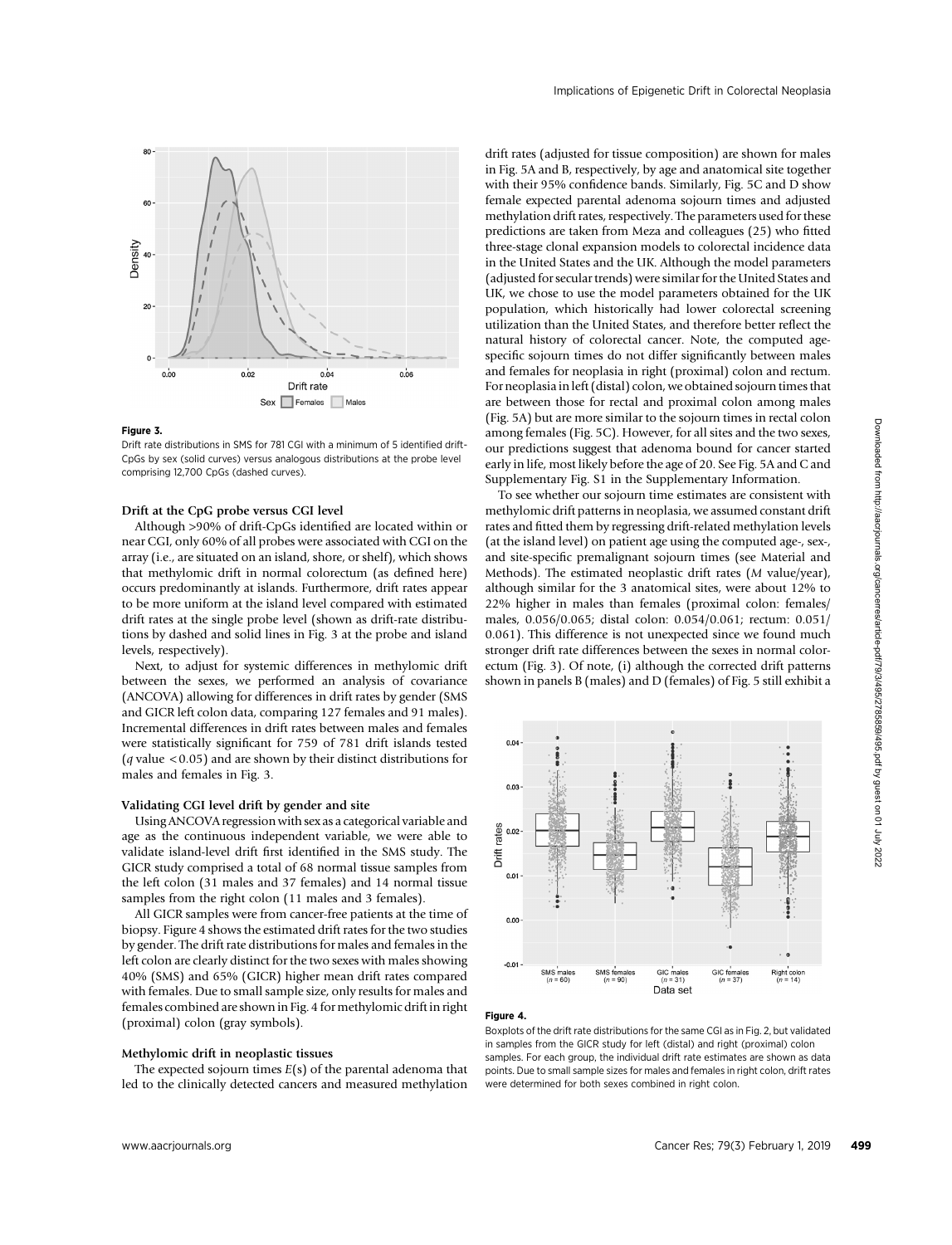Figure 3.

Drift rate distributions in SMS for 781 CGI with a minimum of 5 identified drift-CpGs by sex (solid curves) versus analogous distributions at the probe level comprising 12,700 CpGs (dashed curves).

#### Drift at the CpG probe versus CGI level

Although >90% of drift-CpGs identified are located within or near CGI, only 60% of all probes were associated with CGI on the array (i.e., are situated on an island, shore, or shelf), which shows that methylomic drift in normal colorectum (as defined here) occurs predominantly at islands. Furthermore, drift rates appear to be more uniform at the island level compared with estimated drift rates at the single probe level (shown as drift-rate distributions by dashed and solid lines in Fig. 3 at the probe and island levels, respectively).

Next, to adjust for systemic differences in methylomic drift between the sexes, we performed an analysis of covariance (ANCOVA) allowing for differences in drift rates by gender (SMS and GICR left colon data, comparing 127 females and 91 males). Incremental differences in drift rates between males and females were statistically significant for 759 of 781 drift islands tested ($q$ value $<0.05$) and are shown by their distinct distributions for males and females in Fig. 3.

#### Validating CGI level drift by gender and site

Using ANCOVA regression with sex as a categorical variable and age as the continuous independent variable, we were able to validate island-level drift first identified in the SMS study. The GICR study comprised a total of 68 normal tissue samples from the left colon (31 males and 37 females) and 14 normal tissue samples from the right colon (11 males and 3 females).

All GICR samples were from cancer-free patients at the time of biopsy. Figure 4 shows the estimated drift rates for the two studies by gender. The drift rate distributions for males and females in the left colon are clearly distinct for the two sexes with males showing 40% (SMS) and 65% (GICR) higher mean drift rates compared with females. Due to small sample size, only results for males and females combined are shown in Fig. 4 for methylomic drift in right (proximal) colon (gray symbols).

#### Methylomic drift in neoplastic tissues

The expected sojourn times $E(s)$ of the parental adenoma that led to the clinically detected cancers and measured methylation drift rates (adjusted for tissue composition) are shown for males in Fig. 5A and B, respectively, by age and anatomical site together with their 95% confidence bands. Similarly, Fig. 5C and D show female expected parental adenoma sojourn times and adjusted methylation drift rates, respectively. The parameters used for these predictions are taken from Meza and colleagues (25) who fitted three-stage clonal expansion models to colorectal incidence data in the United States and the UK. Although the model parameters (adjusted for secular trends) were similar for the United States and UK, we chose to use the model parameters obtained for the UK population, which historically had lower colorectal screening utilization than the United States, and therefore better reflect the natural history of colorectal cancer. Note, the computed age-specific sojourn times do not differ significantly between males and females for neoplasia in right (proximal) colon and rectum. For neoplasia in left (distal) colon, we obtained sojourn times that are between those for rectal and proximal colon among males (Fig. 5A) but are more similar to the sojourn times in rectal colon among females (Fig. 5C). However, for all sites and the two sexes, our predictions suggest that adenoma bound for cancer started early in life, most likely before the age of 20. See Fig. 5A and C and Supplementary Fig. S1 in the Supplementary Information.

To see whether our sojourn time estimates are consistent with methylomic drift patterns in neoplasia, we assumed constant drift rates and fitted them by regressing drift-related methylation levels (at the island level) on patient age using the computed age-, sex-, and site-specific premalignant sojourn times (see Material and Methods). The estimated neoplastic drift rates ($M$ value/year), although similar for the 3 anatomical sites, were about 12% to 22% higher in males than females (proximal colon: females/males, 0.056/0.065; distal colon: 0.054/0.061; rectum: 0.051/0.061). This difference is not unexpected since we found much stronger drift rate differences between the sexes in normal colorectum (Fig. 3). Of note, (i) although the corrected drift patterns shown in panels B (males) and D (females) of Fig. 5 still exhibit a

Figure 4.

Boxplots of the drift rate distributions for the same CGI as in Fig. 2, but validated in samples from the GICR study for left (distal) and right (proximal) colon samples. For each group, the individual drift rate estimates are shown as data points. Due to small sample sizes for males and females in right colon, drift rates were determined for both sexes combined in right colon.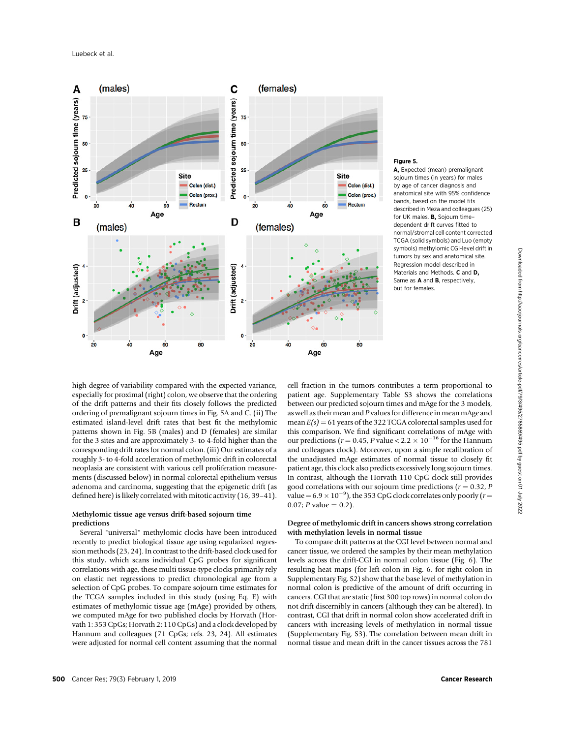**Figure 5.**

**A,** Expected (mean) premalignant sojourn times (in years) for males by age of cancer diagnosis and anatomical site with 95% confidence bands, based on the model fits described in Meza and colleagues (25) for UK males. **B,** Sojourn time–dependent drift curves fitted to normal/stromal cell content corrected TCGA (solid symbols) and Luo (empty symbols) methylomic CGI-level drift in tumors by sex and anatomical site. Regression model described in Materials and Methods. **C** and **D,** Same as **A** and **B**, respectively, but for females.

high degree of variability compared with the expected variance, especially for proximal (right) colon, we observe that the ordering of the drift patterns and their fits closely follows the predicted ordering of premalignant sojourn times in Fig. 5A and C. (ii) The estimated island-level drift rates that best fit the methylomic patterns shown in Fig. 5B (males) and D (females) are similar for the 3 sites and are approximately 3- to 4-fold higher than the corresponding drift rates for normal colon. (iii) Our estimates of a roughly 3- to 4-fold acceleration of methylomic drift in colorectal neoplasia are consistent with various cell proliferation measurements (discussed below) in normal colorectal epithelium versus adenoma and carcinoma, suggesting that the epigenetic drift (as defined here) is likely correlated with mitotic activity (16, 39–41).

## Methylomic tissue age versus drift-based sojourn time predictions

Several "universal" methylomic clocks have been introduced recently to predict biological tissue age using regularized regression methods (23, 24). In contrast to the drift-based clock used for this study, which scans individual CpG probes for significant correlations with age, these multi tissue-type clocks primarily rely on elastic net regressions to predict chronological age from a selection of CpG probes. To compare sojourn time estimates for the TCGA samples included in this study (using Eq. E) with estimates of methylomic tissue age (mAge) provided by others, we computed mAge for two published clocks by Horvath (Horvath 1: 353 CpGs; Horvath 2: 110 CpGs) and a clock developed by Hannum and colleagues (71 CpGs; refs. 23, 24). All estimates were adjusted for normal cell content assuming that the normal cell fraction in the tumors contributes a term proportional to patient age. Supplementary Table S3 shows the correlations between our predicted sojourn times and mAge for the 3 models, as well as their mean and *P* values for difference in mean mAge and mean $E(s) = 61$ years of the 322 TCGA colorectal samples used for this comparison. We find significant correlations of mAge with our predictions ($r = 0.45$, *P* value $< 2.2 \times 10^{-16}$ for the Hannum and colleagues clock). Moreover, upon a simple recalibration of the unadjusted mAge estimates of normal tissue to closely fit patient age, this clock also predicts excessively long sojourn times. In contrast, although the Horvath 110 CpG clock still provides good correlations with our sojourn time predictions ($r = 0.32$, *P* value $= 6.9 \times 10^{-9}$), the 353 CpG clock correlates only poorly ($r = 0.07$; *P* value $= 0.2$).

## Degree of methylomic drift in cancers shows strong correlation with methylation levels in normal tissue

To compare drift patterns at the CGI level between normal and cancer tissue, we ordered the samples by their mean methylation levels across the drift-CGI in normal colon tissue (Fig. 6). The resulting heat maps (for left colon in Fig. 6, for right colon in Supplementary Fig. S2) show that the base level of methylation in normal colon is predictive of the amount of drift occurring in cancers. CGI that are static (first 300 top rows) in normal colon do not drift discernibly in cancers (although they can be altered). In contrast, CGI that drift in normal colon show accelerated drift in cancers with increasing levels of methylation in normal tissue (Supplementary Fig. S3). The correlation between mean drift in normal tissue and mean drift in the cancer tissues across the 781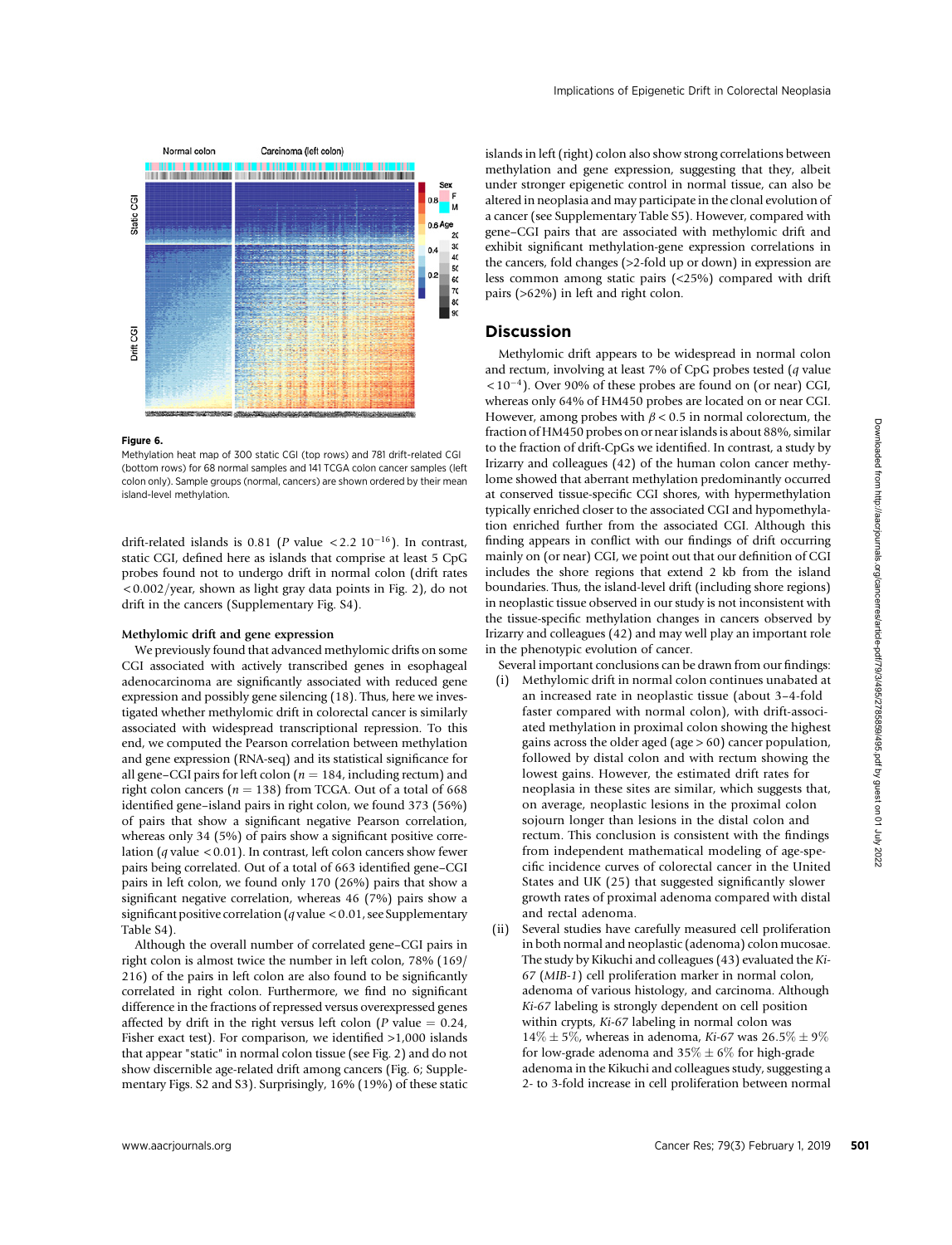**Figure 6.**

Methylation heat map of 300 static CGI (top rows) and 781 drift-related CGI (bottom rows) for 68 normal samples and 141 TCGA colon cancer samples (left colon only). Sample groups (normal, cancers) are shown ordered by their mean island-level methylation.

drift-related islands is 0.81 ($P$ value $< 2.2\ 10^{-16}$). In contrast, static CGI, defined here as islands that comprise at least 5 CpG probes found not to undergo drift in normal colon (drift rates $< 0.002$/year, shown as light gray data points in Fig. 2), do not drift in the cancers (Supplementary Fig. S4).

### Methylomic drift and gene expression

We previously found that advanced methylomic drifts on some CGI associated with actively transcribed genes in esophageal adenocarcinoma are significantly associated with reduced gene expression and possibly gene silencing (18). Thus, here we investigated whether methylomic drift in colorectal cancer is similarly associated with widespread transcriptional repression. To this end, we computed the Pearson correlation between methylation and gene expression (RNA-seq) and its statistical significance for all gene–CGI pairs for left colon ($n = 184$, including rectum) and right colon cancers ($n = 138$) from TCGA. Out of a total of 668 identified gene–island pairs in right colon, we found 373 (56%) of pairs that show a significant negative Pearson correlation, whereas only 34 (5%) of pairs show a significant positive correlation ($q$ value $< 0.01$). In contrast, left colon cancers show fewer pairs being correlated. Out of a total of 663 identified gene–CGI pairs in left colon, we found only 170 (26%) pairs that show a significant negative correlation, whereas 46 (7%) pairs show a significant positive correlation ($q$ value $< 0.01$, see Supplementary Table S4).

Although the overall number of correlated gene–CGI pairs in right colon is almost twice the number in left colon, 78% (169/216) of the pairs in left colon are also found to be significantly correlated in right colon. Furthermore, we find no significant difference in the fractions of repressed versus overexpressed genes affected by drift in the right versus left colon ($P$ value $= 0.24$, Fisher exact test). For comparison, we identified >1,000 islands that appear "static" in normal colon tissue (see Fig. 2) and do not show discernible age-related drift among cancers (Fig. 6; Supplementary Figs. S2 and S3). Surprisingly, 16% (19%) of these static islands in left (right) colon also show strong correlations between methylation and gene expression, suggesting that they, albeit under stronger epigenetic control in normal tissue, can also be altered in neoplasia and may participate in the clonal evolution of a cancer (see Supplementary Table S5). However, compared with gene–CGI pairs that are associated with methylomic drift and exhibit significant methylation-gene expression correlations in the cancers, fold changes (>2-fold up or down) in expression are less common among static pairs (<25%) compared with drift pairs (>62%) in left and right colon.

## Discussion

Methylomic drift appears to be widespread in normal colon and rectum, involving at least 7% of CpG probes tested ($q$ value $< 10^{-4}$). Over 90% of these probes are found on (or near) CGI, whereas only 64% of HM450 probes are located on or near CGI. However, among probes with $\beta < 0.5$ in normal colorectum, the fraction of HM450 probes on or near islands is about 88%, similar to the fraction of drift-CpGs we identified. In contrast, a study by Irizarry and colleagues (42) of the human colon cancer methylome showed that aberrant methylation predominantly occurred at conserved tissue-specific CGI shores, with hypermethylation typically enriched closer to the associated CGI and hypomethylation enriched further from the associated CGI. Although this finding appears in conflict with our findings of drift occurring mainly on (or near) CGI, we point out that our definition of CGI includes the shore regions that extend 2 kb from the island boundaries. Thus, the island-level drift (including shore regions) in neoplastic tissue observed in our study is not inconsistent with the tissue-specific methylation changes in cancers observed by Irizarry and colleagues (42) and may well play an important role in the phenotypic evolution of cancer.

Several important conclusions can be drawn from our findings:

(i) Methylomic drift in normal colon continues unabated at an increased rate in neoplastic tissue (about 3–4-fold faster compared with normal colon), with drift-associated methylation in proximal colon showing the highest gains across the older aged (age > 60) cancer population, followed by distal colon and with rectum showing the lowest gains. However, the estimated drift rates for neoplasia in these sites are similar, which suggests that, on average, neoplastic lesions in the proximal colon sojourn longer than lesions in the distal colon and rectum. This conclusion is consistent with the findings from independent mathematical modeling of age-specific incidence curves of colorectal cancer in the United States and UK (25) that suggested significantly slower growth rates of proximal adenoma compared with distal and rectal adenoma.

(ii) Several studies have carefully measured cell proliferation in both normal and neoplastic (adenoma) colon mucosae. The study by Kikuchi and colleagues (43) evaluated the *Ki-67* (*MIB-1*) cell proliferation marker in normal colon, adenoma of various histology, and carcinoma. Although *Ki-67* labeling is strongly dependent on cell position within crypts, *Ki-67* labeling in normal colon was $14\% \pm 5\%$, whereas in adenoma, *Ki-67* was $26.5\% \pm 9\%$ for low-grade adenoma and $35\% \pm 6\%$ for high-grade adenoma in the Kikuchi and colleagues study, suggesting a 2- to 3-fold increase in cell proliferation between normal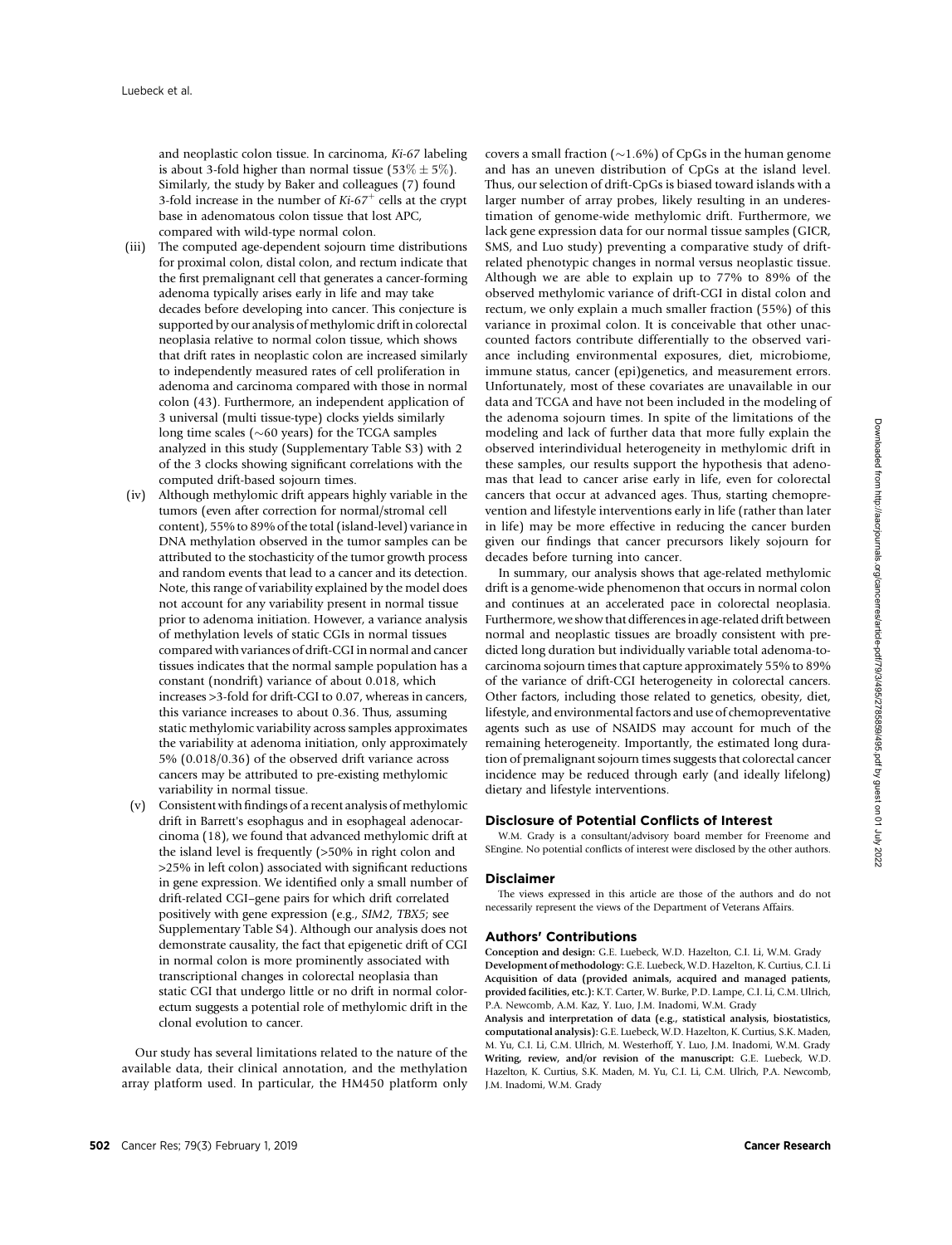and neoplastic colon tissue. In carcinoma, *Ki-67* labeling is about 3-fold higher than normal tissue (53% ± 5%). Similarly, the study by Baker and colleagues (7) found 3-fold increase in the number of *Ki-67*$^+$ cells at the crypt base in adenomatous colon tissue that lost APC, compared with wild-type normal colon.

(iii) The computed age-dependent sojourn time distributions for proximal colon, distal colon, and rectum indicate that the first premalignant cell that generates a cancer-forming adenoma typically arises early in life and may take decades before developing into cancer. This conjecture is supported by our analysis of methylomic drift in colorectal neoplasia relative to normal colon tissue, which shows that drift rates in neoplastic colon are increased similarly to independently measured rates of cell proliferation in adenoma and carcinoma compared with those in normal colon (43). Furthermore, an independent application of 3 universal (multi tissue-type) clocks yields similarly long time scales (~60 years) for the TCGA samples analyzed in this study (Supplementary Table S3) with 2 of the 3 clocks showing significant correlations with the computed drift-based sojourn times.

(iv) Although methylomic drift appears highly variable in the tumors (even after correction for normal/stromal cell content), 55% to 89% of the total (island-level) variance in DNA methylation observed in the tumor samples can be attributed to the stochasticity of the tumor growth process and random events that lead to a cancer and its detection. Note, this range of variability explained by the model does not account for any variability present in normal tissue prior to adenoma initiation. However, a variance analysis of methylation levels of static CGIs in normal tissues compared with variances of drift-CGI in normal and cancer tissues indicates that the normal sample population has a constant (nondrift) variance of about 0.018, which increases >3-fold for drift-CGI to 0.07, whereas in cancers, this variance increases to about 0.36. Thus, assuming static methylomic variability across samples approximates the variability at adenoma initiation, only approximately 5% (0.018/0.36) of the observed drift variance across cancers may be attributed to pre-existing methylomic variability in normal tissue.

(v) Consistent with findings of a recent analysis of methylomic drift in Barrett's esophagus and in esophageal adenocarcinoma (18), we found that advanced methylomic drift at the island level is frequently (>50% in right colon and >25% in left colon) associated with significant reductions in gene expression. We identified only a small number of drift-related CGI–gene pairs for which drift correlated positively with gene expression (e.g., *SIM2*, *TBX5*; see Supplementary Table S4). Although our analysis does not demonstrate causality, the fact that epigenetic drift of CGI in normal colon is more prominently associated with transcriptional changes in colorectal neoplasia than static CGI that undergo little or no drift in normal colorectum suggests a potential role of methylomic drift in the clonal evolution to cancer.

Our study has several limitations related to the nature of the available data, their clinical annotation, and the methylation array platform used. In particular, the HM450 platform only covers a small fraction (~1.6%) of CpGs in the human genome and has an uneven distribution of CpGs at the island level. Thus, our selection of drift-CpGs is biased toward islands with a larger number of array probes, likely resulting in an underestimation of genome-wide methylomic drift. Furthermore, we lack gene expression data for our normal tissue samples (GICR, SMS, and Luo study) preventing a comparative study of drift-related phenotypic changes in normal versus neoplastic tissue. Although we are able to explain up to 77% to 89% of the observed methylomic variance of drift-CGI in distal colon and rectum, we only explain a much smaller fraction (55%) of this variance in proximal colon. It is conceivable that other unaccounted factors contribute differentially to the observed variance including environmental exposures, diet, microbiome, immune status, cancer (epi)genetics, and measurement errors. Unfortunately, most of these covariates are unavailable in our data and TCGA and have not been included in the modeling of the adenoma sojourn times. In spite of the limitations of the modeling and lack of further data that more fully explain the observed interindividual heterogeneity in methylomic drift in these samples, our results support the hypothesis that adenomas that lead to cancer arise early in life, even for colorectal cancers that occur at advanced ages. Thus, starting chemoprevention and lifestyle interventions early in life (rather than later in life) may be more effective in reducing the cancer burden given our findings that cancer precursors likely sojourn for decades before turning into cancer.

In summary, our analysis shows that age-related methylomic drift is a genome-wide phenomenon that occurs in normal colon and continues at an accelerated pace in colorectal neoplasia. Furthermore, we show that differences in age-related drift between normal and neoplastic tissues are broadly consistent with predicted long duration but individually variable total adenoma-to-carcinoma sojourn times that capture approximately 55% to 89% of the variance of drift-CGI heterogeneity in colorectal cancers. Other factors, including those related to genetics, obesity, diet, lifestyle, and environmental factors and use of chemopreventative agents such as use of NSAIDS may account for much of the remaining heterogeneity. Importantly, the estimated long duration of premalignant sojourn times suggests that colorectal cancer incidence may be reduced through early (and ideally lifelong) dietary and lifestyle interventions.

## Disclosure of Potential Conflicts of Interest

W.M. Grady is a consultant/advisory board member for Freenome and SEngine. No potential conflicts of interest were disclosed by the other authors.

## Disclaimer

The views expressed in this article are those of the authors and do not necessarily represent the views of the Department of Veterans Affairs.

## Authors' Contributions

**Conception and design:** G.E. Luebeck, W.D. Hazelton, C.I. Li, W.M. Grady
**Development of methodology:** G.E. Luebeck, W.D. Hazelton, K. Curtius, C.I. Li
**Acquisition of data (provided animals, acquired and managed patients, provided facilities, etc.):** K.T. Carter, W. Burke, P.D. Lampe, C.I. Li, C.M. Ulrich, P.A. Newcomb, A.M. Kaz, Y. Luo, J.M. Inadomi, W.M. Grady
**Analysis and interpretation of data (e.g., statistical analysis, biostatistics, computational analysis):** G.E. Luebeck, W.D. Hazelton, K. Curtius, S.K. Maden, M. Yu, C.I. Li, C.M. Ulrich, M. Westerhoff, Y. Luo, J.M. Inadomi, W.M. Grady
**Writing, review, and/or revision of the manuscript:** G.E. Luebeck, W.D. Hazelton, K. Curtius, S.K. Maden, M. Yu, C.I. Li, C.M. Ulrich, P.A. Newcomb, J.M. Inadomi, W.M. Grady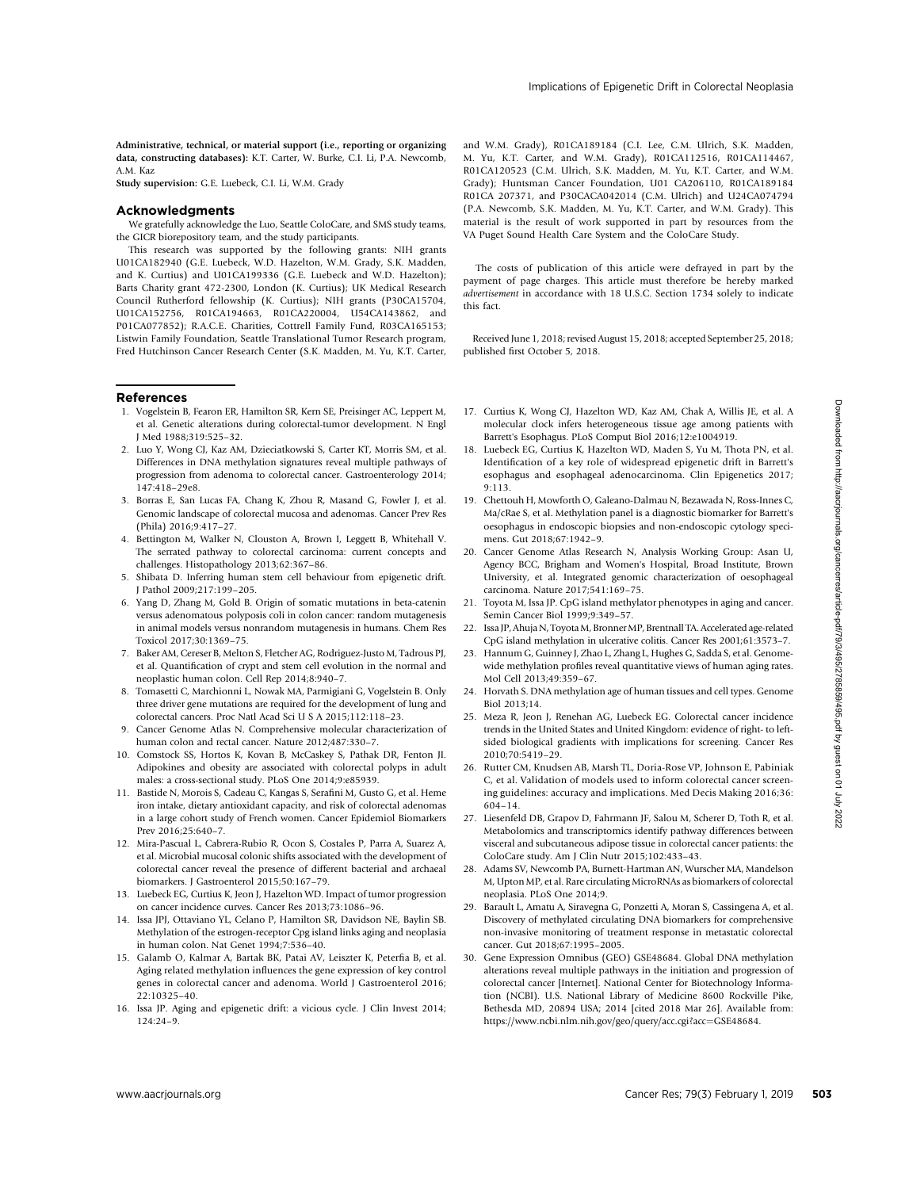**Administrative, technical, or material support (i.e., reporting or organizing data, constructing databases):** K.T. Carter, W. Burke, C.I. Li, P.A. Newcomb, A.M. Kaz

**Study supervision:** G.E. Luebeck, C.I. Li, W.M. Grady

## Acknowledgments

We gratefully acknowledge the Luo, Seattle ColoCare, and SMS study teams, the GICR biorepository team, and the study participants.

This research was supported by the following grants: NIH grants U01CA182940 (G.E. Luebeck, W.D. Hazelton, W.M. Grady, S.K. Madden, and K. Curtius) and U01CA199336 (G.E. Luebeck and W.D. Hazelton); Barts Charity grant 472-2300, London (K. Curtius); UK Medical Research Council Rutherford fellowship (K. Curtius); NIH grants (P30CA15704, U01CA152756, R01CA194663, R01CA220004, U54CA143862, and P01CA077852); R.A.C.E. Charities, Cottrell Family Fund, R03CA165153; Listwin Family Foundation, Seattle Translational Tumor Research program, Fred Hutchinson Cancer Research Center (S.K. Madden, M. Yu, K.T. Carter, and W.M. Grady), R01CA189184 (C.I. Lee, C.M. Ulrich, S.K. Madden, M. Yu, K.T. Carter, and W.M. Grady), R01CA112516, R01CA114467, R01CA120523 (C.M. Ulrich, S.K. Madden, M. Yu, K.T. Carter, and W.M. Grady); Huntsman Cancer Foundation, U01 CA206110, R01CA189184 R01CA 207371, and P30CACA042014 (C.M. Ulrich) and U24CA074794 (P.A. Newcomb, S.K. Madden, M. Yu, K.T. Carter, and W.M. Grady). This material is the result of work supported in part by resources from the VA Puget Sound Health Care System and the ColoCare Study.

The costs of publication of this article were defrayed in part by the payment of page charges. This article must therefore be hereby marked *advertisement* in accordance with 18 U.S.C. Section 1734 solely to indicate this fact.

Received June 1, 2018; revised August 15, 2018; accepted September 25, 2018; published first October 5, 2018.

## References

1. Vogelstein B, Fearon ER, Hamilton SR, Kern SE, Preisinger AC, Leppert M, et al. Genetic alterations during colorectal-tumor development. N Engl J Med 1988;319:525–32.
2. Luo Y, Wong CJ, Kaz AM, Dzieciatkowski S, Carter KT, Morris SM, et al. Differences in DNA methylation signatures reveal multiple pathways of progression from adenoma to colorectal cancer. Gastroenterology 2014; 147:418–29e8.
3. Borras E, San Lucas FA, Chang K, Zhou R, Masand G, Fowler J, et al. Genomic landscape of colorectal mucosa and adenomas. Cancer Prev Res (Phila) 2016;9:417–27.
4. Bettington M, Walker N, Clouston A, Brown I, Leggett B, Whitehall V. The serrated pathway to colorectal carcinoma: current concepts and challenges. Histopathology 2013;62:367–86.
5. Shibata D. Inferring human stem cell behaviour from epigenetic drift. J Pathol 2009;217:199–205.
6. Yang D, Zhang M, Gold B. Origin of somatic mutations in beta-catenin versus adenomatous polyposis coli in colon cancer: random mutagenesis in animal models versus nonrandom mutagenesis in humans. Chem Res Toxicol 2017;30:1369–75.
7. Baker AM, Cereser B, Melton S, Fletcher AG, Rodriguez-Justo M, Tadrous PJ, et al. Quantification of crypt and stem cell evolution in the normal and neoplastic human colon. Cell Rep 2014;8:940–7.
8. Tomasetti C, Marchionni L, Nowak MA, Parmigiani G, Vogelstein B. Only three driver gene mutations are required for the development of lung and colorectal cancers. Proc Natl Acad Sci U S A 2015;112:118–23.
9. Cancer Genome Atlas N. Comprehensive molecular characterization of human colon and rectal cancer. Nature 2012;487:330–7.
10. Comstock SS, Hortos K, Kovan B, McCaskey S, Pathak DR, Fenton JI. Adipokines and obesity are associated with colorectal polyps in adult males: a cross-sectional study. PLoS One 2014;9:e85939.
11. Bastide N, Morois S, Cadeau C, Kangas S, Serafini M, Gusto G, et al. Heme iron intake, dietary antioxidant capacity, and risk of colorectal adenomas in a large cohort study of French women. Cancer Epidemiol Biomarkers Prev 2016;25:640–7.
12. Mira-Pascual L, Cabrera-Rubio R, Ocon S, Costales P, Parra A, Suarez A, et al. Microbial mucosal colonic shifts associated with the development of colorectal cancer reveal the presence of different bacterial and archaeal biomarkers. J Gastroenterol 2015;50:167–79.
13. Luebeck EG, Curtius K, Jeon J, Hazelton WD. Impact of tumor progression on cancer incidence curves. Cancer Res 2013;73:1086–96.
14. Issa JPJ, Ottaviano YL, Celano P, Hamilton SR, Davidson NE, Baylin SB. Methylation of the estrogen-receptor Cpg island links aging and neoplasia in human colon. Nat Genet 1994;7:536–40.
15. Galamb O, Kalmar A, Bartak BK, Patai AV, Leiszter K, Peterfia B, et al. Aging related methylation influences the gene expression of key control genes in colorectal cancer and adenoma. World J Gastroenterol 2016; 22:10325–40.
16. Issa JP. Aging and epigenetic drift: a vicious cycle. J Clin Invest 2014; 124:24–9.
17. Curtius K, Wong CJ, Hazelton WD, Kaz AM, Chak A, Willis JE, et al. A molecular clock infers heterogeneous tissue age among patients with Barrett's Esophagus. PLoS Comput Biol 2016;12:e1004919.
18. Luebeck EG, Curtius K, Hazelton WD, Maden S, Yu M, Thota PN, et al. Identification of a key role of widespread epigenetic drift in Barrett's esophagus and esophageal adenocarcinoma. Clin Epigenetics 2017; 9:113.
19. Chettouh H, Mowforth O, Galeano-Dalmau N, Bezawada N, Ross-Innes C, MacRae S, et al. Methylation panel is a diagnostic biomarker for Barrett's oesophagus in endoscopic biopsies and non-endoscopic cytology specimens. Gut 2018;67:1942–9.
20. Cancer Genome Atlas Research N, Analysis Working Group: Asan U, Agency BCC, Brigham and Women's Hospital, Broad Institute, Brown University, et al. Integrated genomic characterization of oesophageal carcinoma. Nature 2017;541:169–75.
21. Toyota M, Issa JP. CpG island methylator phenotypes in aging and cancer. Semin Cancer Biol 1999;9:349–57.
22. Issa JP, Ahuja N, Toyota M, Bronner MP, Brentnall TA. Accelerated age-related CpG island methylation in ulcerative colitis. Cancer Res 2001;61:3573–7.
23. Hannum G, Guinney J, Zhao L, Zhang L, Hughes G, Sadda S, et al. Genome-wide methylation profiles reveal quantitative views of human aging rates. Mol Cell 2013;49:359–67.
24. Horvath S. DNA methylation age of human tissues and cell types. Genome Biol 2013;14.
25. Meza R, Jeon J, Renehan AG, Luebeck EG. Colorectal cancer incidence trends in the United States and United Kingdom: evidence of right- to left-sided biological gradients with implications for screening. Cancer Res 2010;70:5419–29.
26. Rutter CM, Knudsen AB, Marsh TL, Doria-Rose VP, Johnson E, Pabiniak C, et al. Validation of models used to inform colorectal cancer screening guidelines: accuracy and implications. Med Decis Making 2016;36: 604–14.
27. Liesenfeld DB, Grapov D, Fahrmann JF, Salou M, Scherer D, Toth R, et al. Metabolomics and transcriptomics identify pathway differences between visceral and subcutaneous adipose tissue in colorectal cancer patients: the ColoCare study. Am J Clin Nutr 2015;102:433–43.
28. Adams SV, Newcomb PA, Burnett-Hartman AN, Wurscher MA, Mandelson M, Upton MP, et al. Rare circulating MicroRNAs as biomarkers of colorectal neoplasia. PLoS One 2014;9.
29. Barault L, Amatu A, Siravegna G, Ponzetti A, Moran S, Cassingena A, et al. Discovery of methylated circulating DNA biomarkers for comprehensive non-invasive monitoring of treatment response in metastatic colorectal cancer. Gut 2018;67:1995–2005.
30. Gene Expression Omnibus (GEO) GSE48684. Global DNA methylation alterations reveal multiple pathways in the initiation and progression of colorectal cancer [Internet]. National Center for Biotechnology Information (NCBI). U.S. National Library of Medicine 8600 Rockville Pike, Bethesda MD, 20894 USA; 2014 [cited 2018 Mar 26]. Available from: https://www.ncbi.nlm.nih.gov/geo/query/acc.cgi?acc=GSE48684.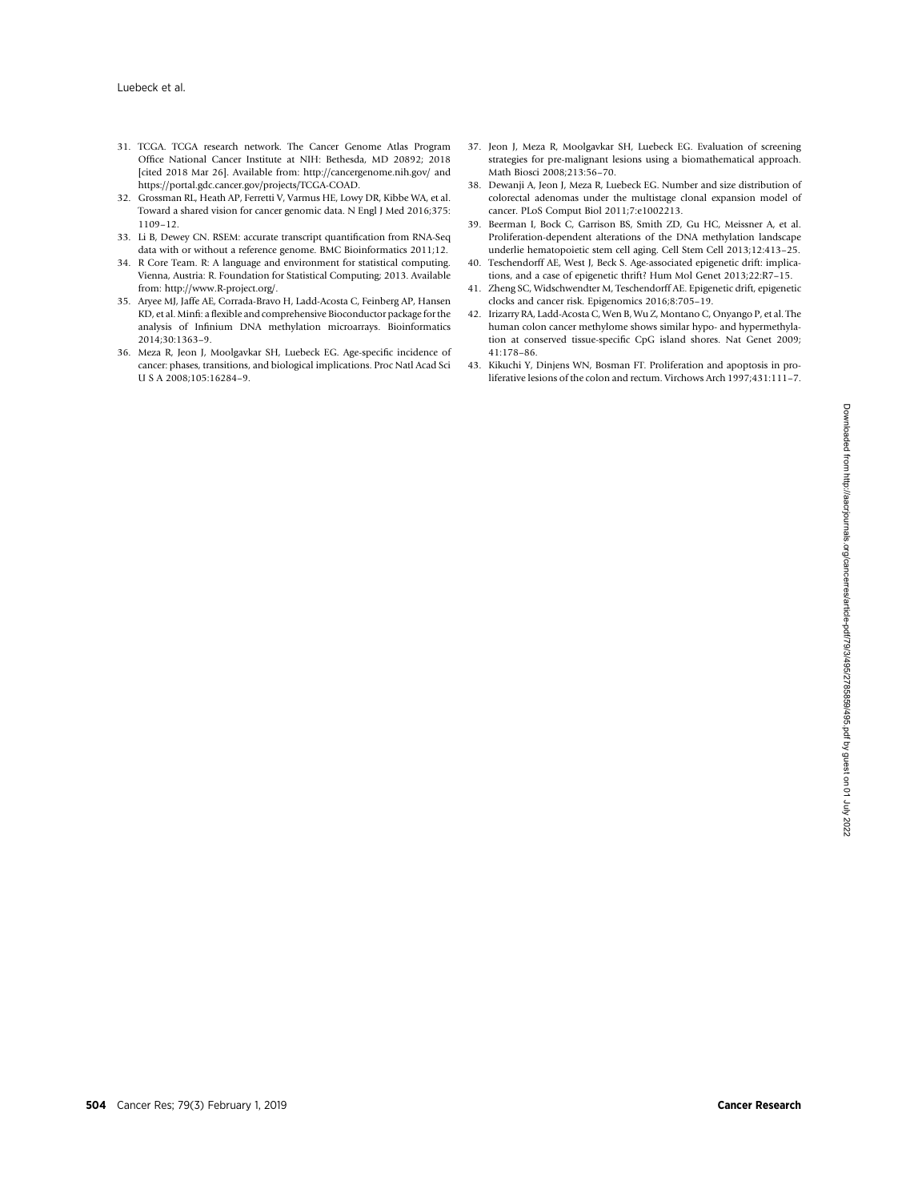31. TCGA. TCGA research network. The Cancer Genome Atlas Program Office National Cancer Institute at NIH: Bethesda, MD 20892; 2018 [cited 2018 Mar 26]. Available from: http://cancergenome.nih.gov/ and https://portal.gdc.cancer.gov/projects/TCGA-COAD.
32. Grossman RL, Heath AP, Ferretti V, Varmus HE, Lowy DR, Kibbe WA, et al. Toward a shared vision for cancer genomic data. N Engl J Med 2016;375:1109–12.
33. Li B, Dewey CN. RSEM: accurate transcript quantification from RNA-Seq data with or without a reference genome. BMC Bioinformatics 2011;12.
34. R Core Team. R: A language and environment for statistical computing. Vienna, Austria: R. Foundation for Statistical Computing; 2013. Available from: http://www.R-project.org/.
35. Aryee MJ, Jaffe AE, Corrada-Bravo H, Ladd-Acosta C, Feinberg AP, Hansen KD, et al. Minfi: a flexible and comprehensive Bioconductor package for the analysis of Infinium DNA methylation microarrays. Bioinformatics 2014;30:1363–9.
36. Meza R, Jeon J, Moolgavkar SH, Luebeck EG. Age-specific incidence of cancer: phases, transitions, and biological implications. Proc Natl Acad Sci U S A 2008;105:16284–9.
37. Jeon J, Meza R, Moolgavkar SH, Luebeck EG. Evaluation of screening strategies for pre-malignant lesions using a biomathematical approach. Math Biosci 2008;213:56–70.
38. Dewanji A, Jeon J, Meza R, Luebeck EG. Number and size distribution of colorectal adenomas under the multistage clonal expansion model of cancer. PLoS Comput Biol 2011;7:e1002213.
39. Beerman I, Bock C, Garrison BS, Smith ZD, Gu HC, Meissner A, et al. Proliferation-dependent alterations of the DNA methylation landscape underlie hematopoietic stem cell aging. Cell Stem Cell 2013;12:413–25.
40. Teschendorff AE, West J, Beck S. Age-associated epigenetic drift: implications, and a case of epigenetic thrift? Hum Mol Genet 2013;22:R7–15.
41. Zheng SC, Widschwendter M, Teschendorff AE. Epigenetic drift, epigenetic clocks and cancer risk. Epigenomics 2016;8:705–19.
42. Irizarry RA, Ladd-Acosta C, Wen B, Wu Z, Montano C, Onyango P, et al. The human colon cancer methylome shows similar hypo- and hypermethylation at conserved tissue-specific CpG island shores. Nat Genet 2009;41:178–86.
43. Kikuchi Y, Dinjens WN, Bosman FT. Proliferation and apoptosis in proliferative lesions of the colon and rectum. Virchows Arch 1997;431:111–7.